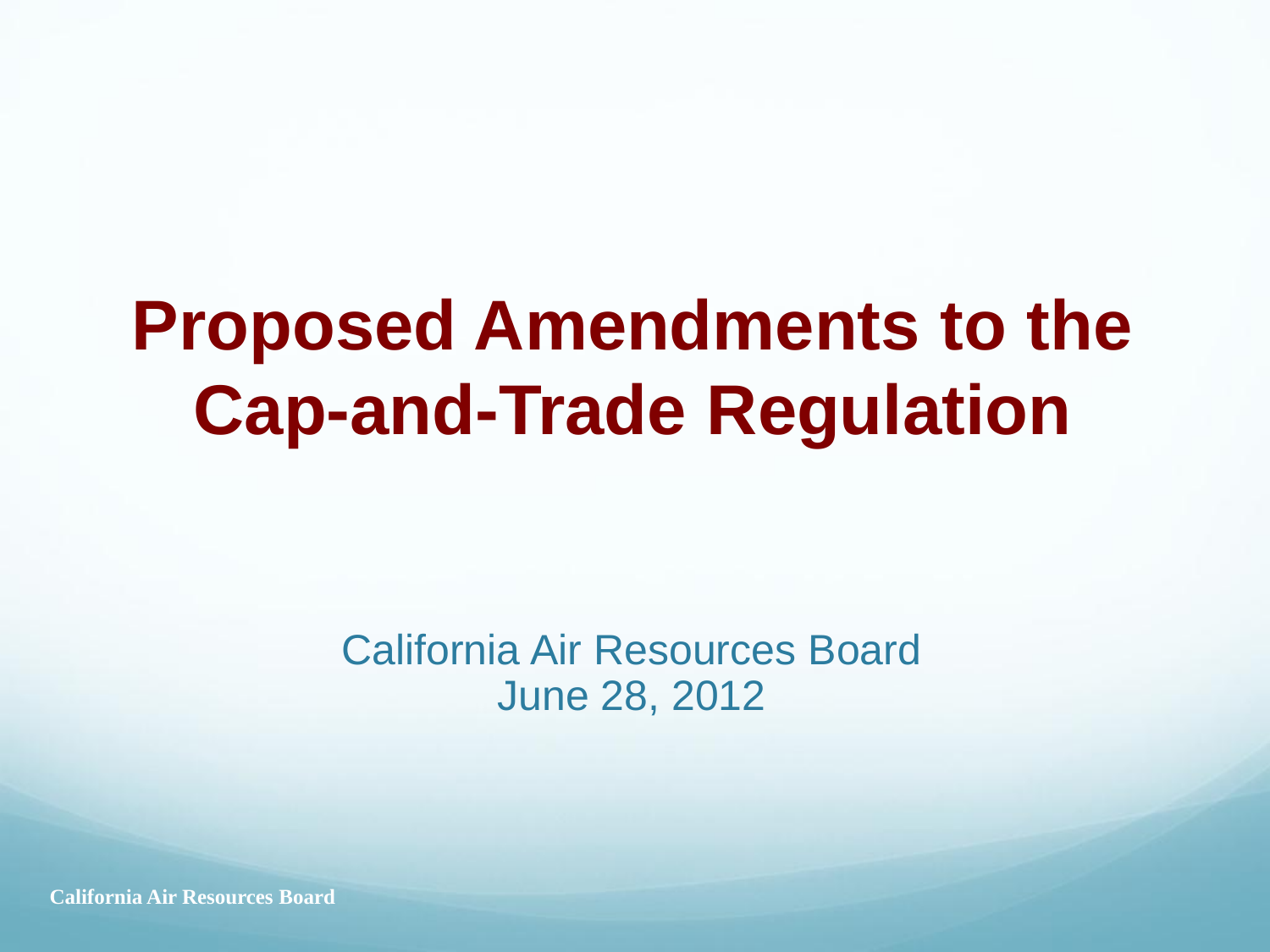# Proposed Amendments to the Cap-and-Trade Regulation

California Air Resources Board
June 28, 2012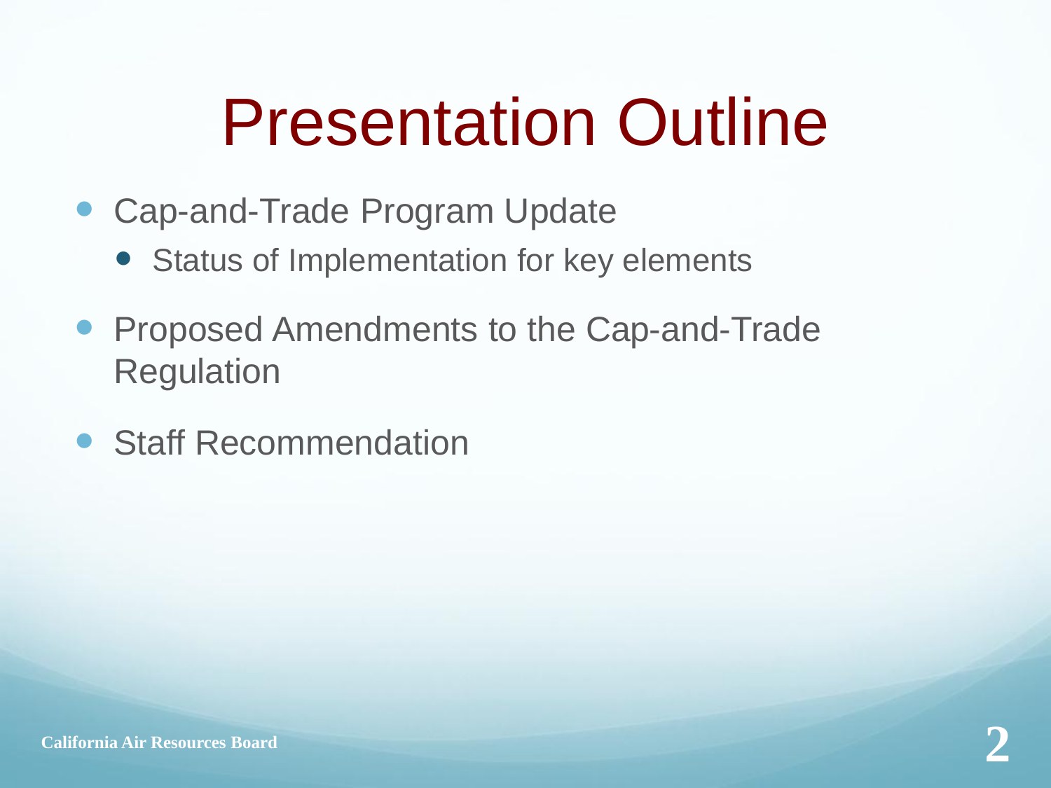# Presentation Outline

- Cap-and-Trade Program Update
  - Status of Implementation for key elements
- Proposed Amendments to the Cap-and-Trade Regulation
- Staff Recommendation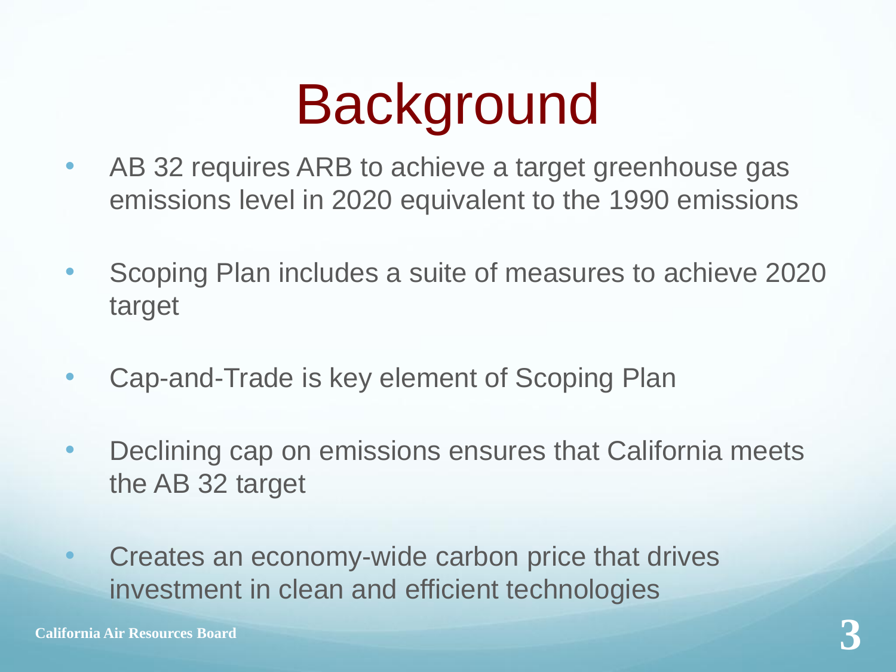# Background

- AB 32 requires ARB to achieve a target greenhouse gas emissions level in 2020 equivalent to the 1990 emissions
- Scoping Plan includes a suite of measures to achieve 2020 target
- Cap-and-Trade is key element of Scoping Plan
- Declining cap on emissions ensures that California meets the AB 32 target
- Creates an economy-wide carbon price that drives investment in clean and efficient technologies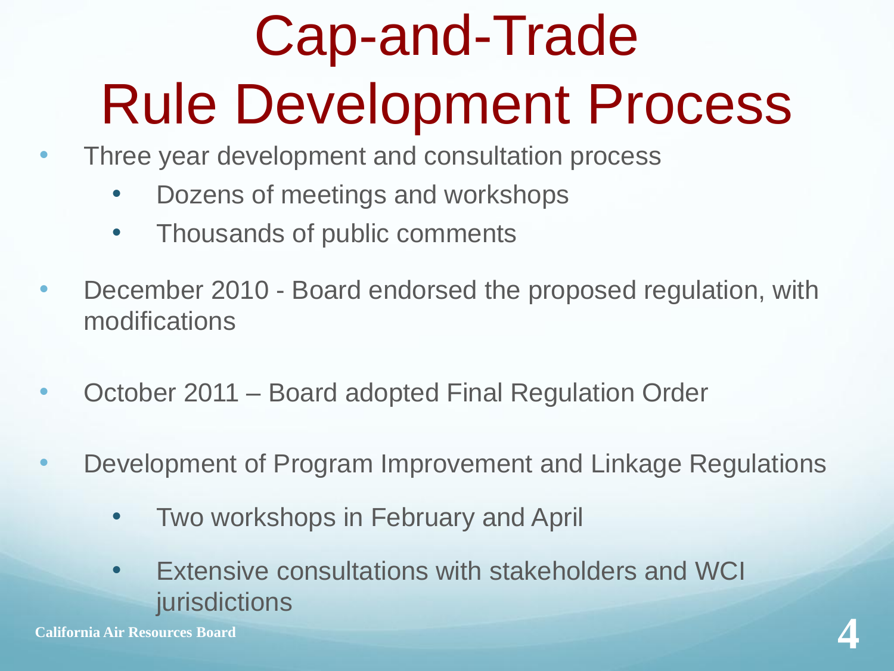# Cap-and-Trade Rule Development Process

- Three year development and consultation process
  - Dozens of meetings and workshops
  - Thousands of public comments
- December 2010 - Board endorsed the proposed regulation, with modifications
- October 2011 – Board adopted Final Regulation Order
- Development of Program Improvement and Linkage Regulations
  - Two workshops in February and April
  - Extensive consultations with stakeholders and WCI jurisdictions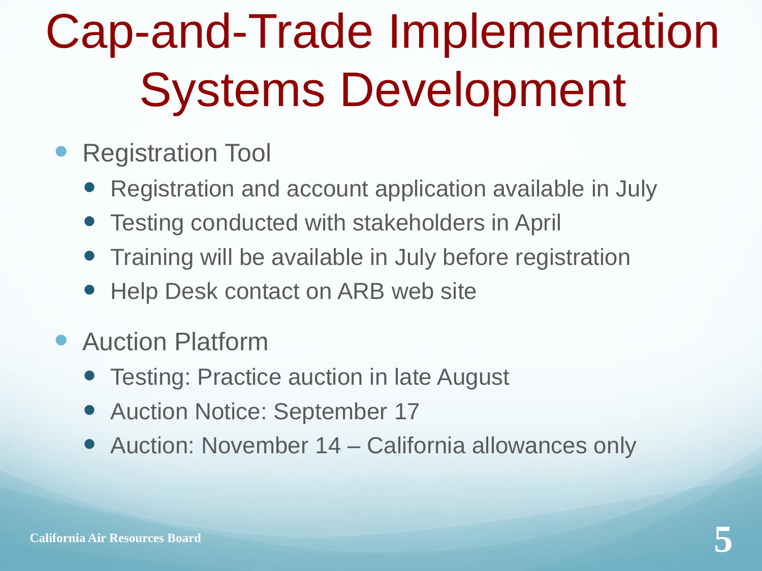# Cap-and-Trade Implementation Systems Development

- Registration Tool
  - Registration and account application available in July
  - Testing conducted with stakeholders in April
  - Training will be available in July before registration
  - Help Desk contact on ARB web site

- Auction Platform
  - Testing: Practice auction in late August
  - Auction Notice: September 17
  - Auction: November 14 – California allowances only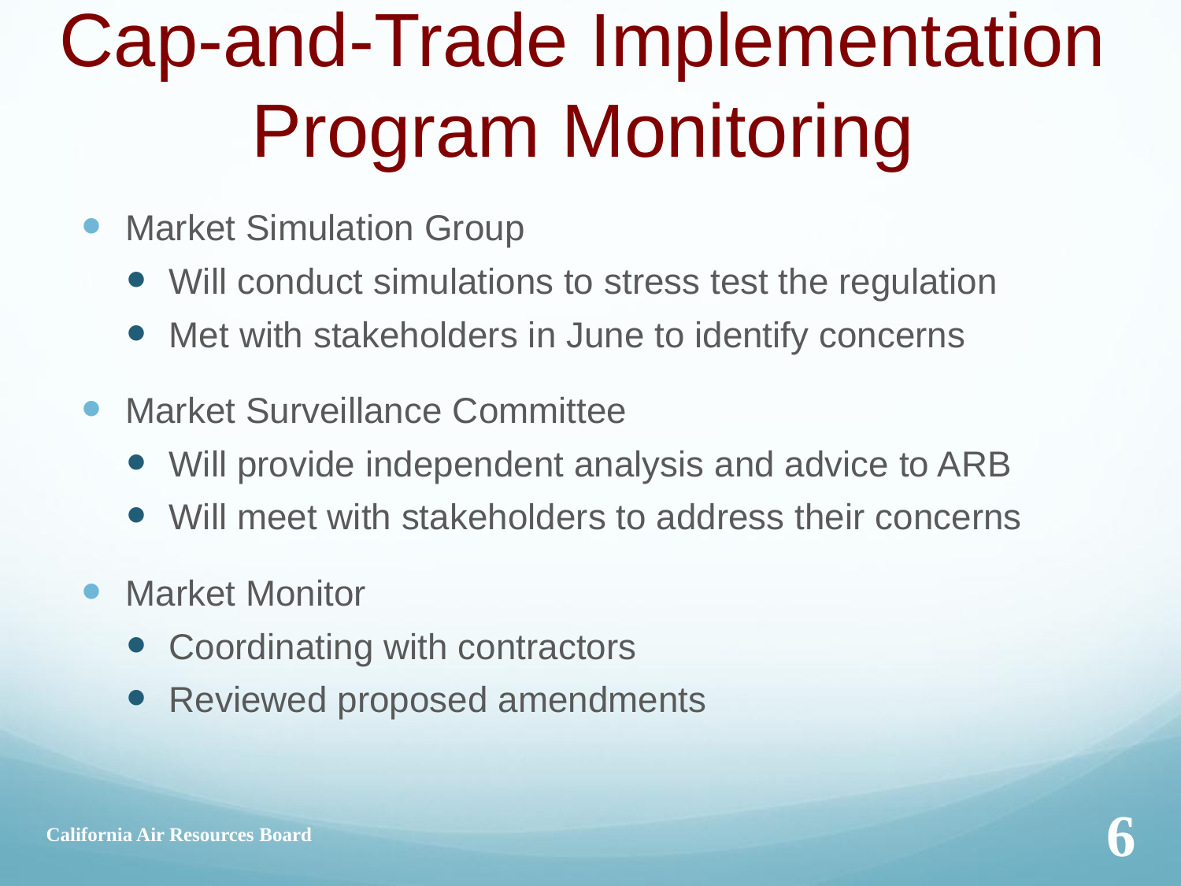# Cap-and-Trade Implementation Program Monitoring

- Market Simulation Group
  - Will conduct simulations to stress test the regulation
  - Met with stakeholders in June to identify concerns
- Market Surveillance Committee
  - Will provide independent analysis and advice to ARB
  - Will meet with stakeholders to address their concerns
- Market Monitor
  - Coordinating with contractors
  - Reviewed proposed amendments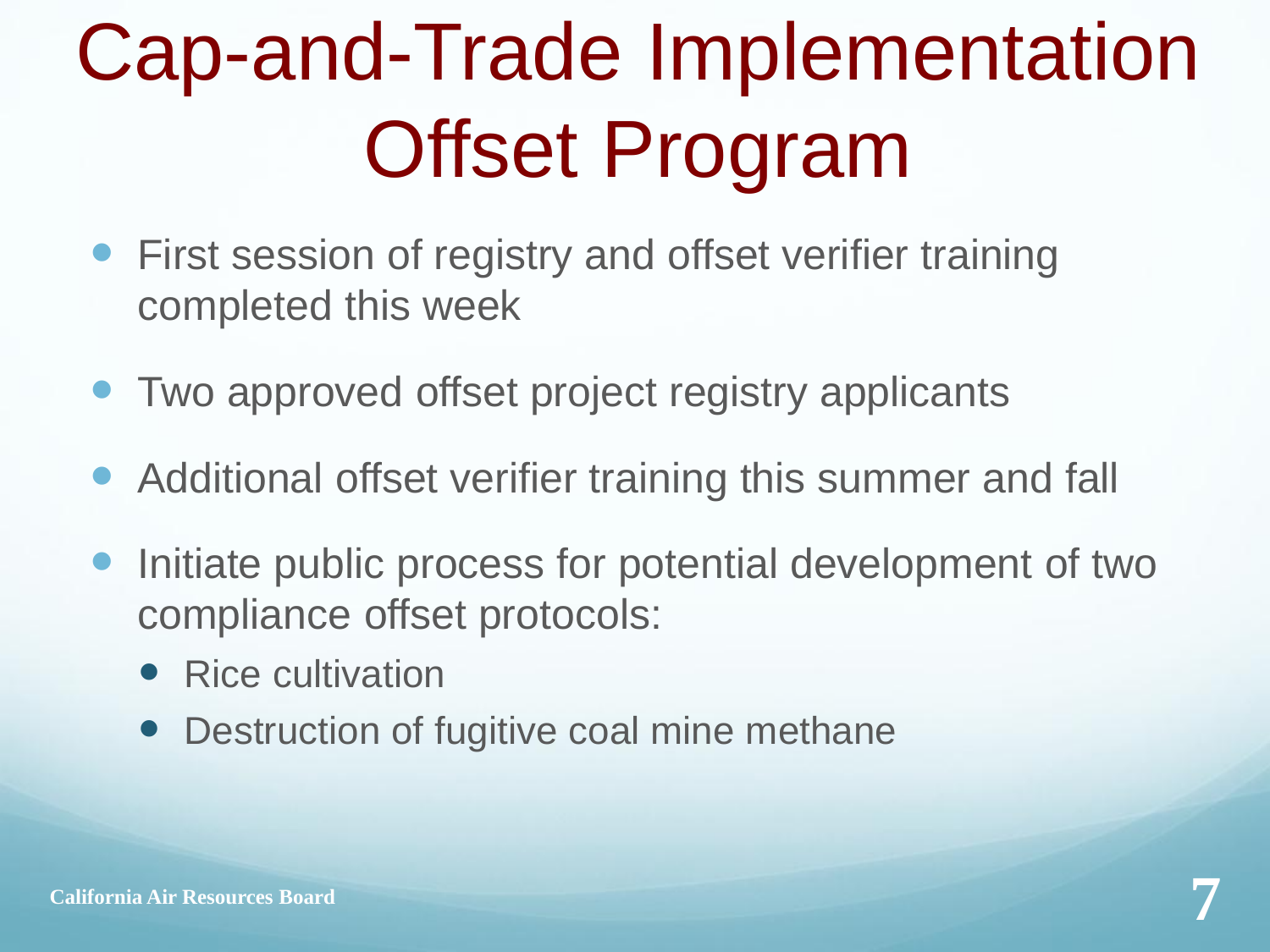# Cap-and-Trade Implementation Offset Program

- First session of registry and offset verifier training completed this week
- Two approved offset project registry applicants
- Additional offset verifier training this summer and fall
- Initiate public process for potential development of two compliance offset protocols:
  - Rice cultivation
  - Destruction of fugitive coal mine methane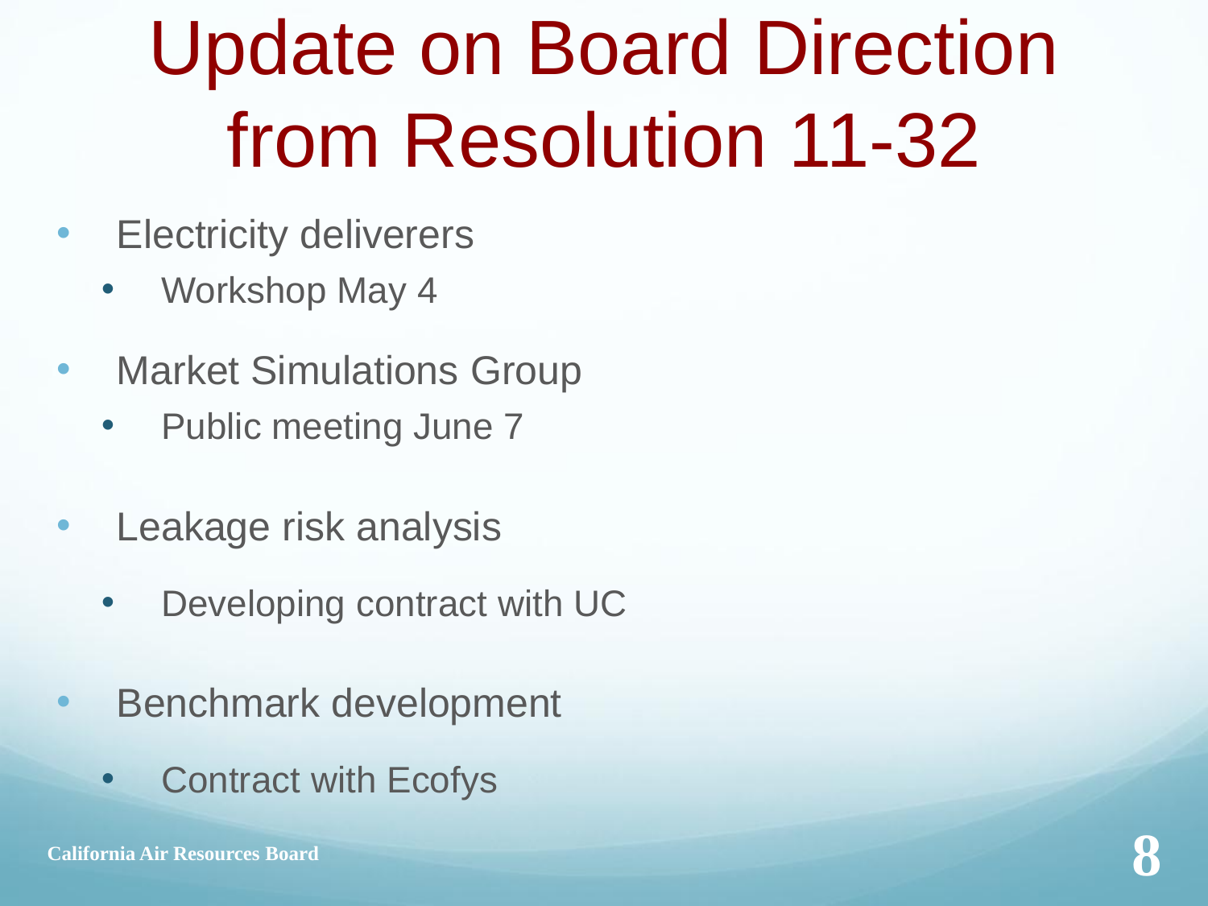# Update on Board Direction from Resolution 11-32

- Electricity deliverers
  - Workshop May 4
- Market Simulations Group
  - Public meeting June 7
- Leakage risk analysis
  - Developing contract with UC
- Benchmark development
  - Contract with Ecofys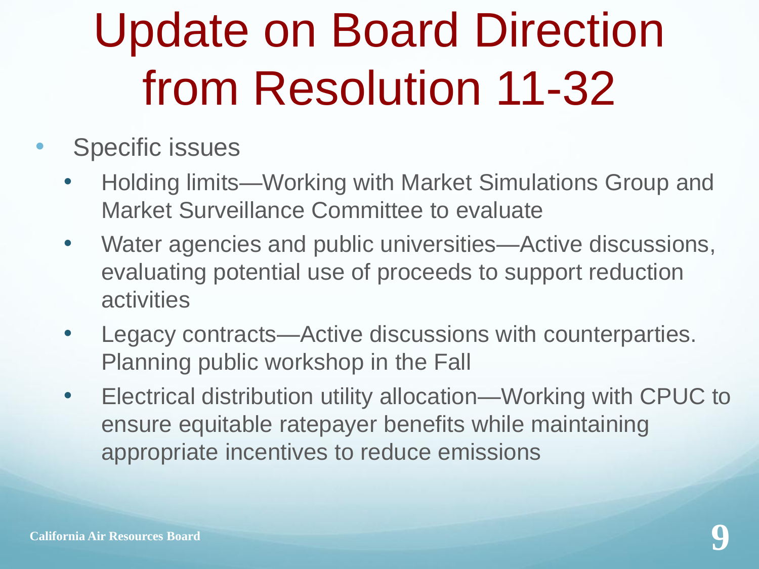# Update on Board Direction from Resolution 11-32

- Specific issues
  - Holding limits—Working with Market Simulations Group and Market Surveillance Committee to evaluate
  - Water agencies and public universities—Active discussions, evaluating potential use of proceeds to support reduction activities
  - Legacy contracts—Active discussions with counterparties. Planning public workshop in the Fall
  - Electrical distribution utility allocation—Working with CPUC to ensure equitable ratepayer benefits while maintaining appropriate incentives to reduce emissions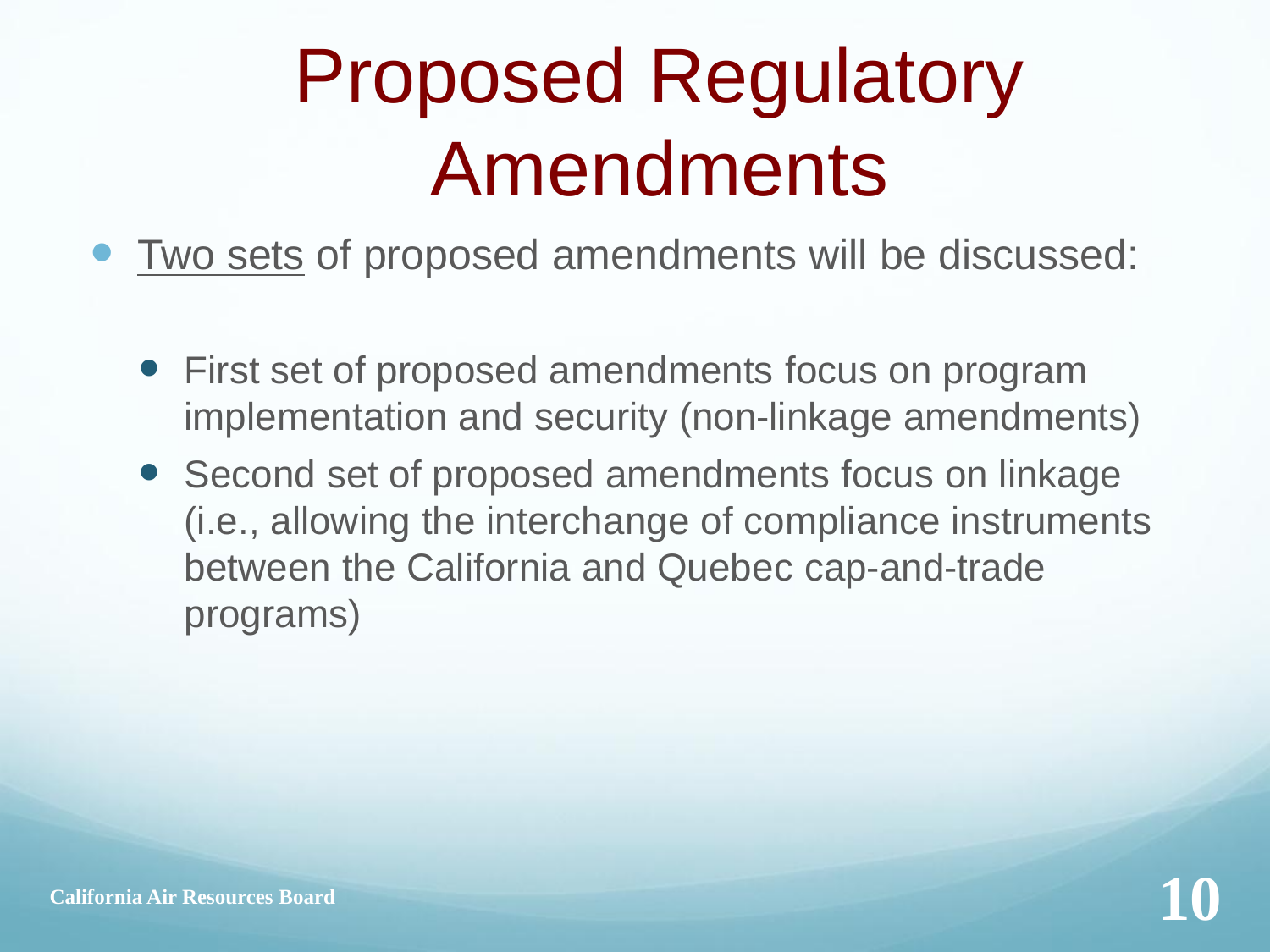# Proposed Regulatory Amendments

- Two sets of proposed amendments will be discussed:
  - First set of proposed amendments focus on program implementation and security (non-linkage amendments)
  - Second set of proposed amendments focus on linkage (i.e., allowing the interchange of compliance instruments between the California and Quebec cap-and-trade programs)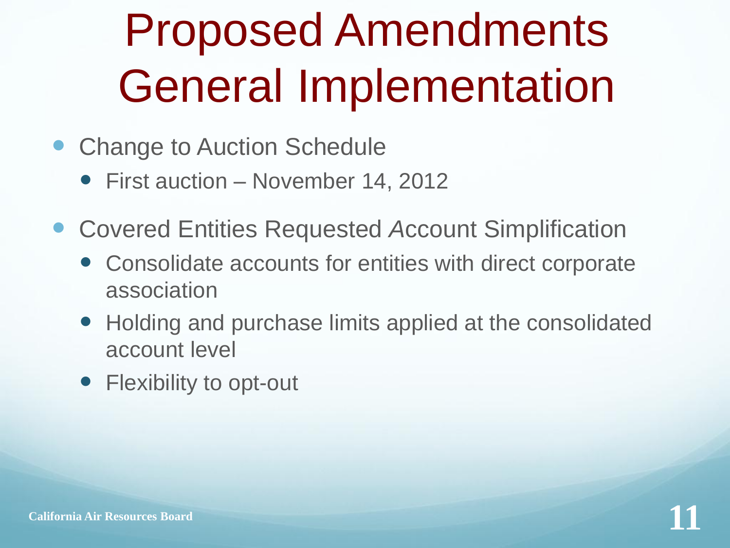# Proposed Amendments General Implementation

- Change to Auction Schedule
  - First auction – November 14, 2012
- Covered Entities Requested *A*ccount Simplification
  - Consolidate accounts for entities with direct corporate association
  - Holding and purchase limits applied at the consolidated account level
  - Flexibility to opt-out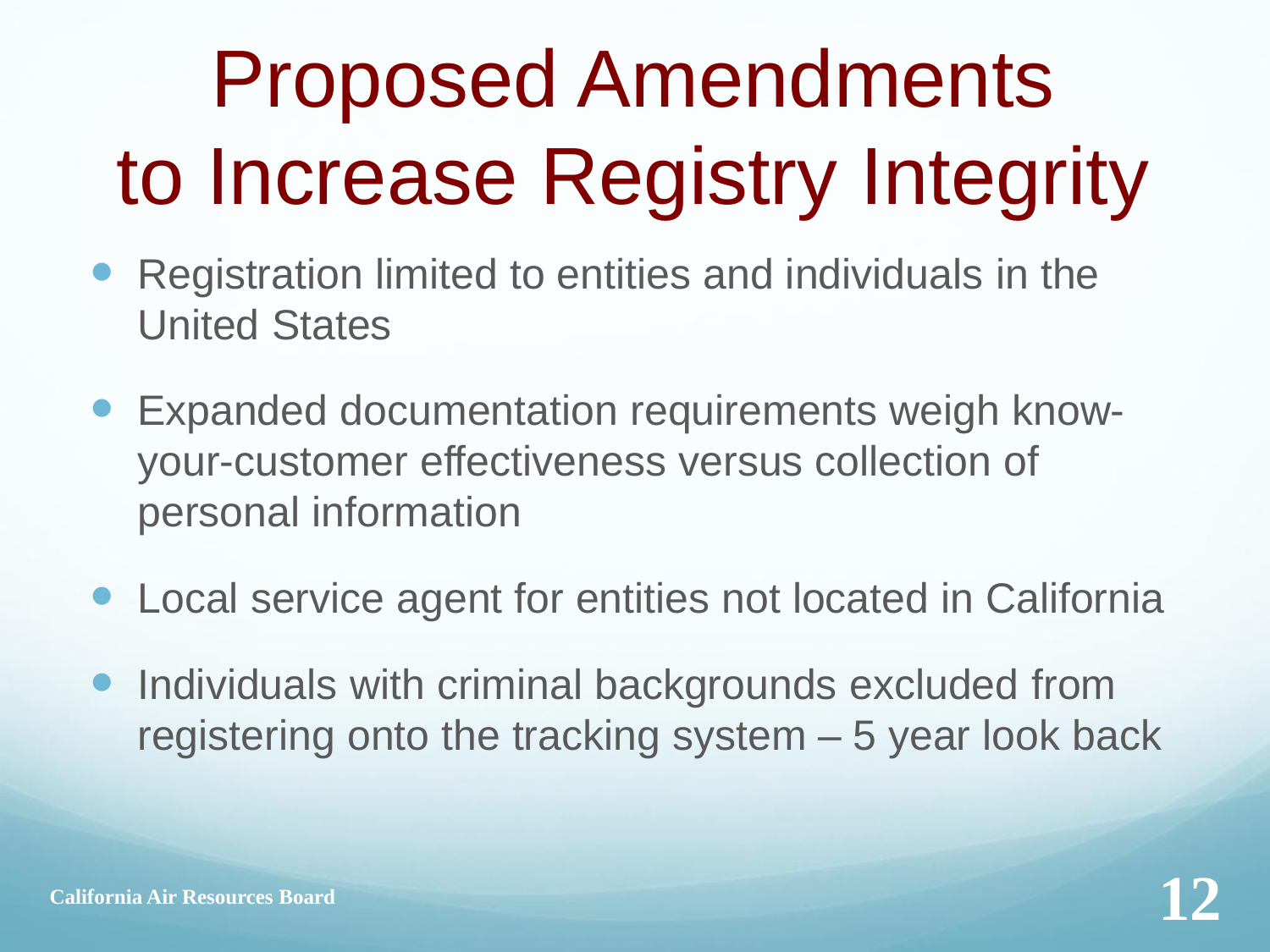# Proposed Amendments to Increase Registry Integrity

- Registration limited to entities and individuals in the United States
- Expanded documentation requirements weigh know-your-customer effectiveness versus collection of personal information
- Local service agent for entities not located in California
- Individuals with criminal backgrounds excluded from registering onto the tracking system – 5 year look back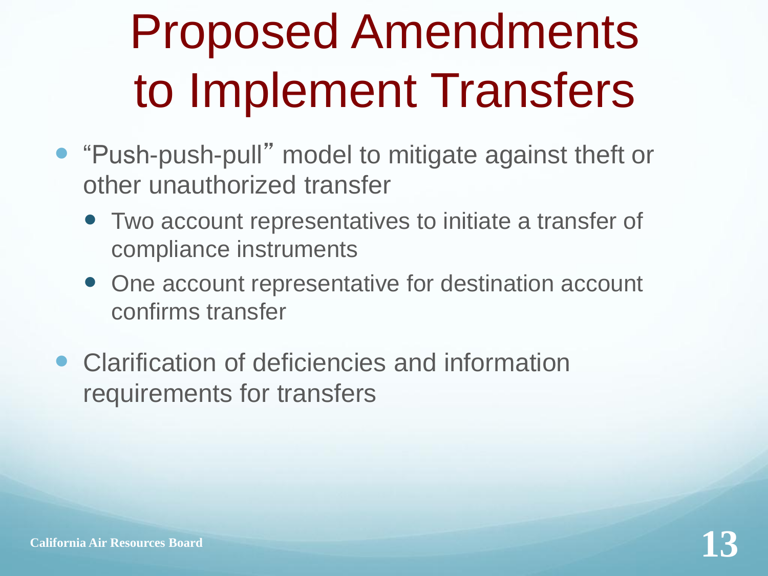# Proposed Amendments to Implement Transfers

- "Push-push-pull" model to mitigate against theft or other unauthorized transfer
  - Two account representatives to initiate a transfer of compliance instruments
  - One account representative for destination account confirms transfer
- Clarification of deficiencies and information requirements for transfers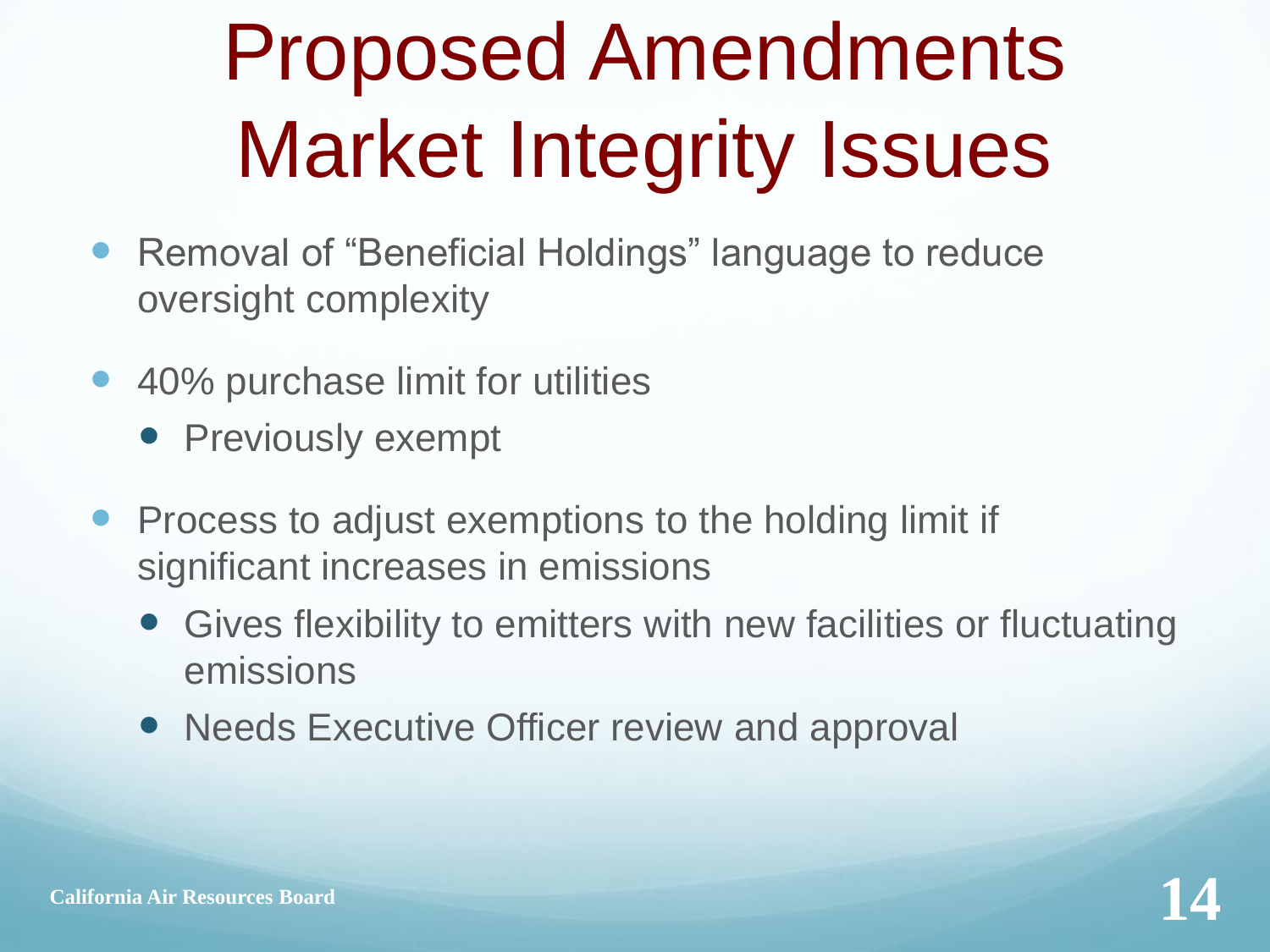# Proposed Amendments Market Integrity Issues

- Removal of "Beneficial Holdings" language to reduce oversight complexity
- 40% purchase limit for utilities
  - Previously exempt
- Process to adjust exemptions to the holding limit if significant increases in emissions
  - Gives flexibility to emitters with new facilities or fluctuating emissions
  - Needs Executive Officer review and approval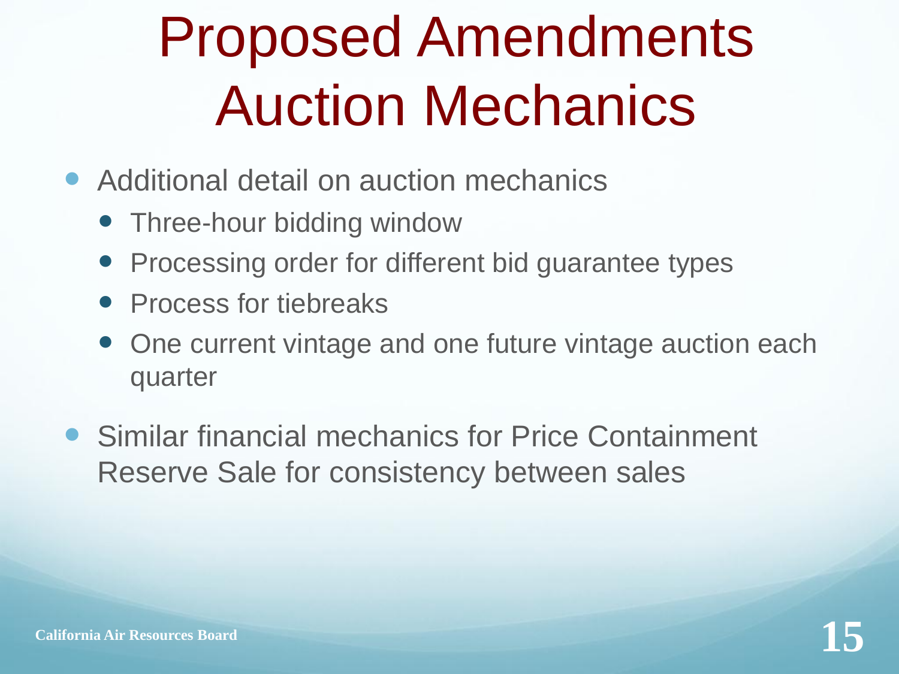# Proposed Amendments Auction Mechanics

- Additional detail on auction mechanics
  - Three-hour bidding window
  - Processing order for different bid guarantee types
  - Process for tiebreaks
  - One current vintage and one future vintage auction each quarter
- Similar financial mechanics for Price Containment Reserve Sale for consistency between sales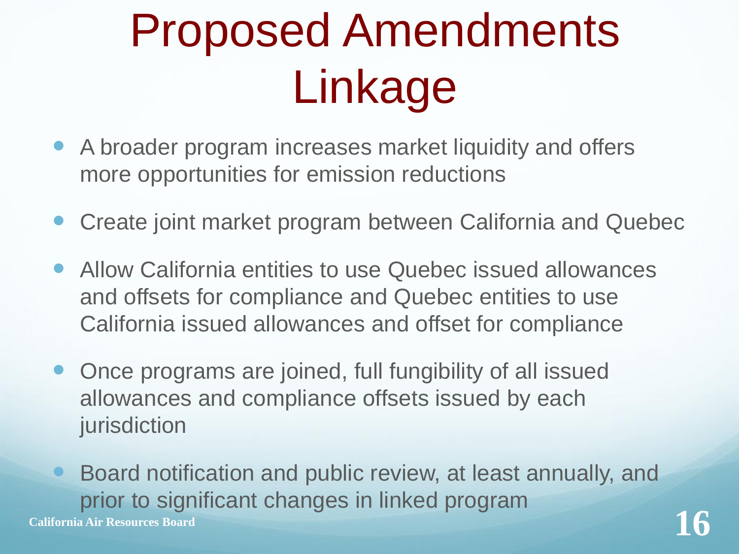# Proposed Amendments Linkage

- A broader program increases market liquidity and offers more opportunities for emission reductions
- Create joint market program between California and Quebec
- Allow California entities to use Quebec issued allowances and offsets for compliance and Quebec entities to use California issued allowances and offset for compliance
- Once programs are joined, full fungibility of all issued allowances and compliance offsets issued by each jurisdiction
- Board notification and public review, at least annually, and prior to significant changes in linked program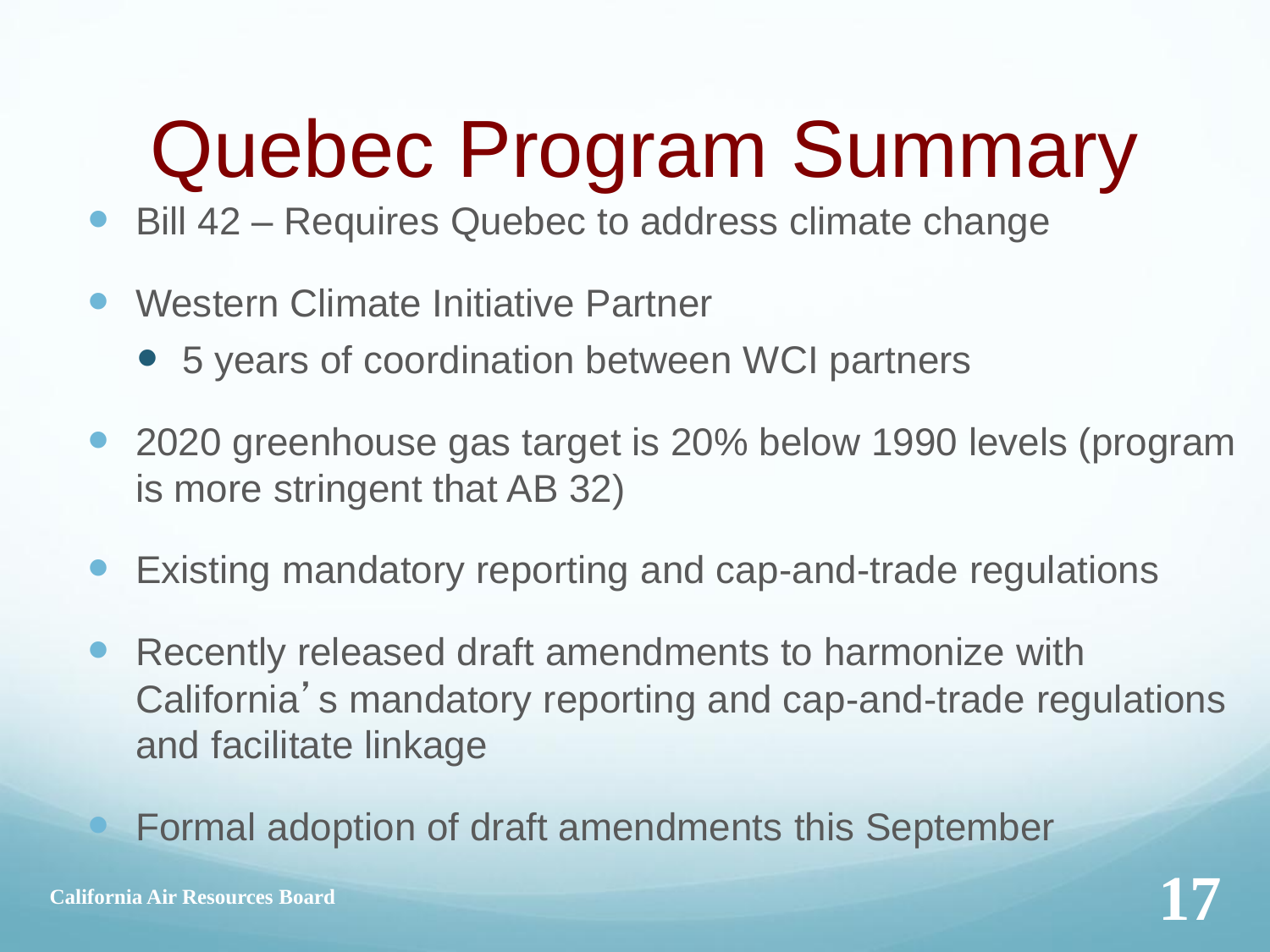# Quebec Program Summary

- Bill 42 – Requires Quebec to address climate change
- Western Climate Initiative Partner
  - 5 years of coordination between WCI partners
- 2020 greenhouse gas target is 20% below 1990 levels (program is more stringent that AB 32)
- Existing mandatory reporting and cap-and-trade regulations
- Recently released draft amendments to harmonize with California's mandatory reporting and cap-and-trade regulations and facilitate linkage
- Formal adoption of draft amendments this September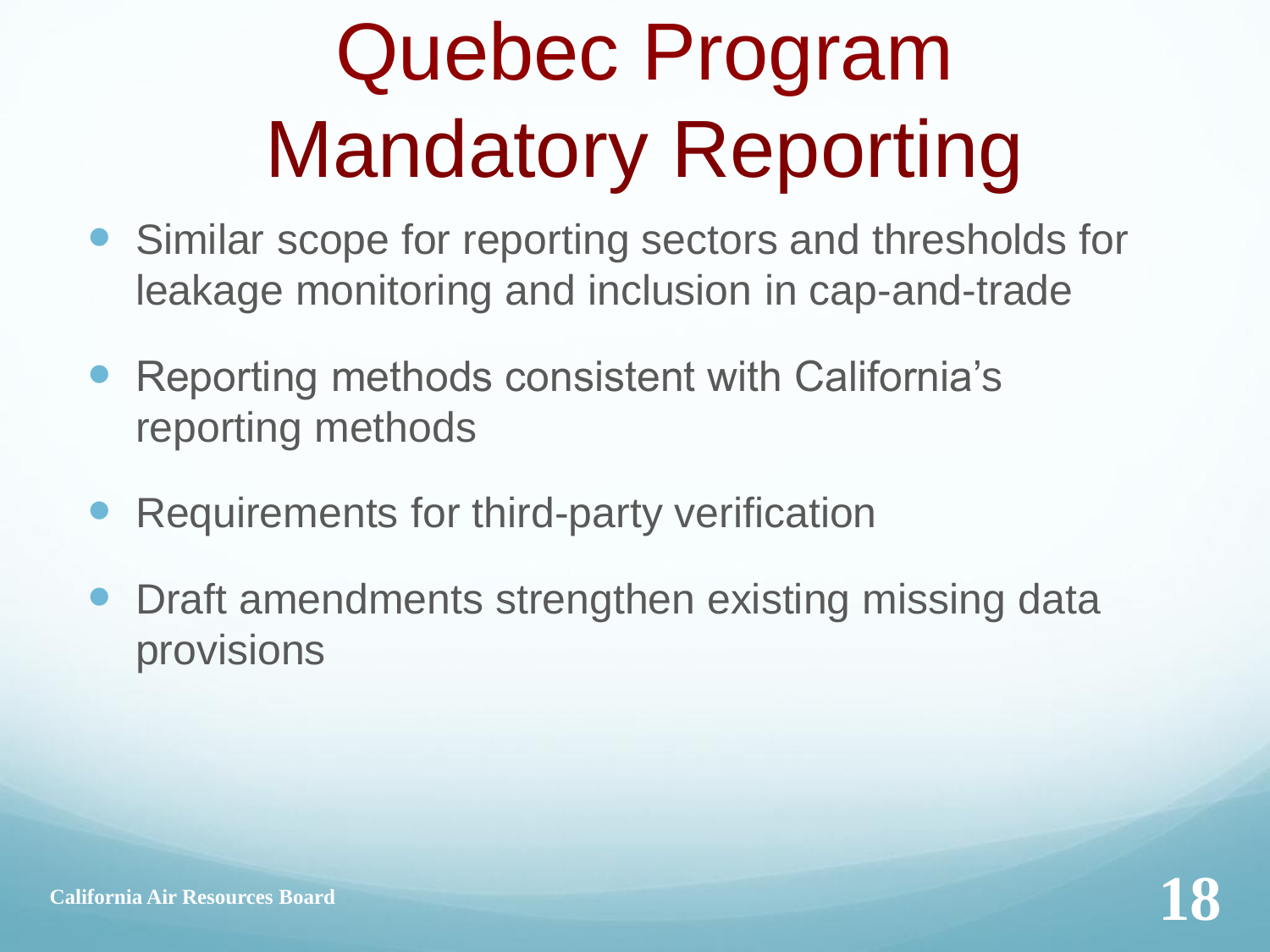# Quebec Program Mandatory Reporting

- Similar scope for reporting sectors and thresholds for leakage monitoring and inclusion in cap-and-trade
- Reporting methods consistent with California's reporting methods
- Requirements for third-party verification
- Draft amendments strengthen existing missing data provisions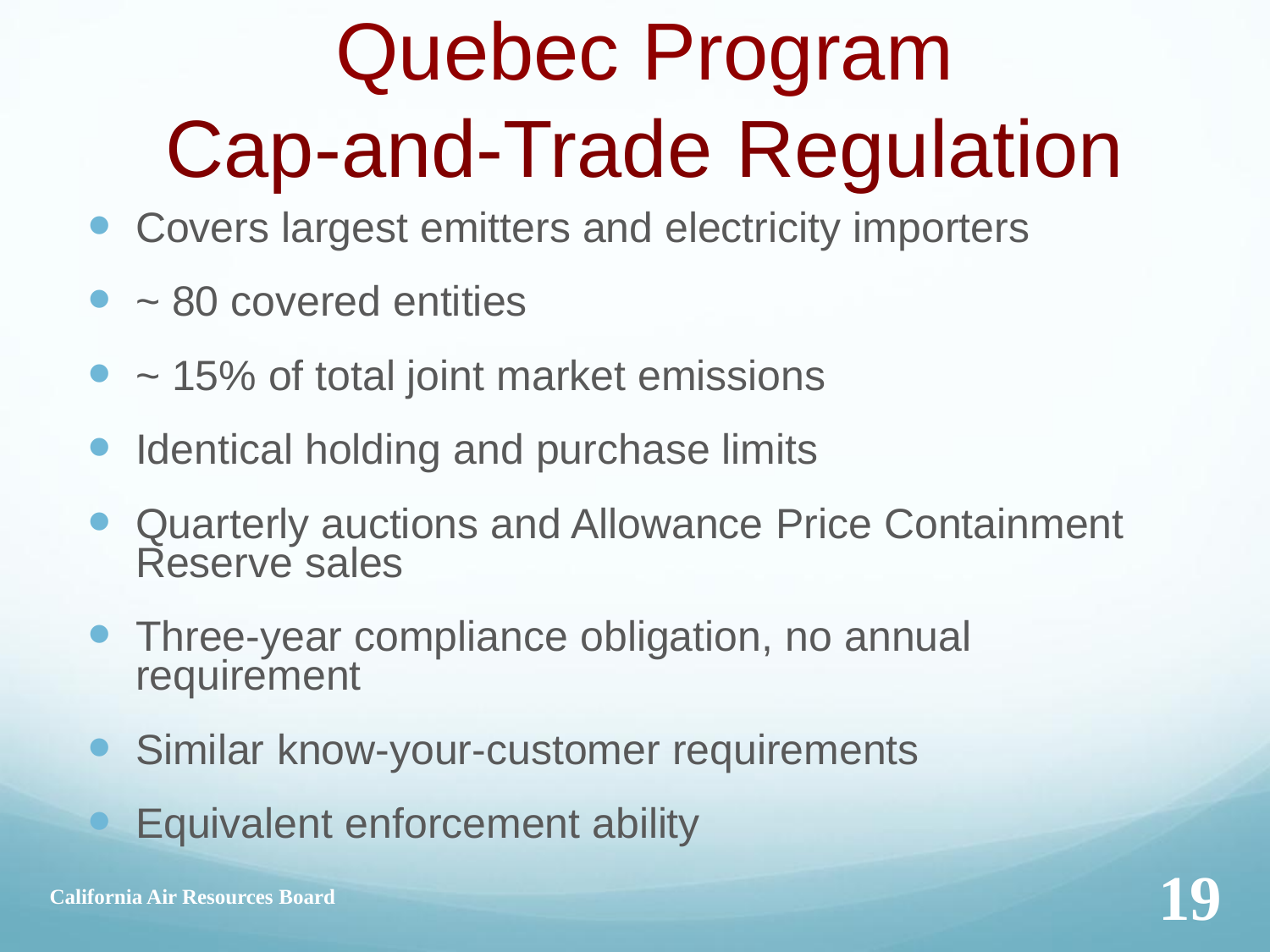# Quebec Program Cap-and-Trade Regulation

- Covers largest emitters and electricity importers
- ~ 80 covered entities
- ~ 15% of total joint market emissions
- Identical holding and purchase limits
- Quarterly auctions and Allowance Price Containment Reserve sales
- Three-year compliance obligation, no annual requirement
- Similar know-your-customer requirements
- Equivalent enforcement ability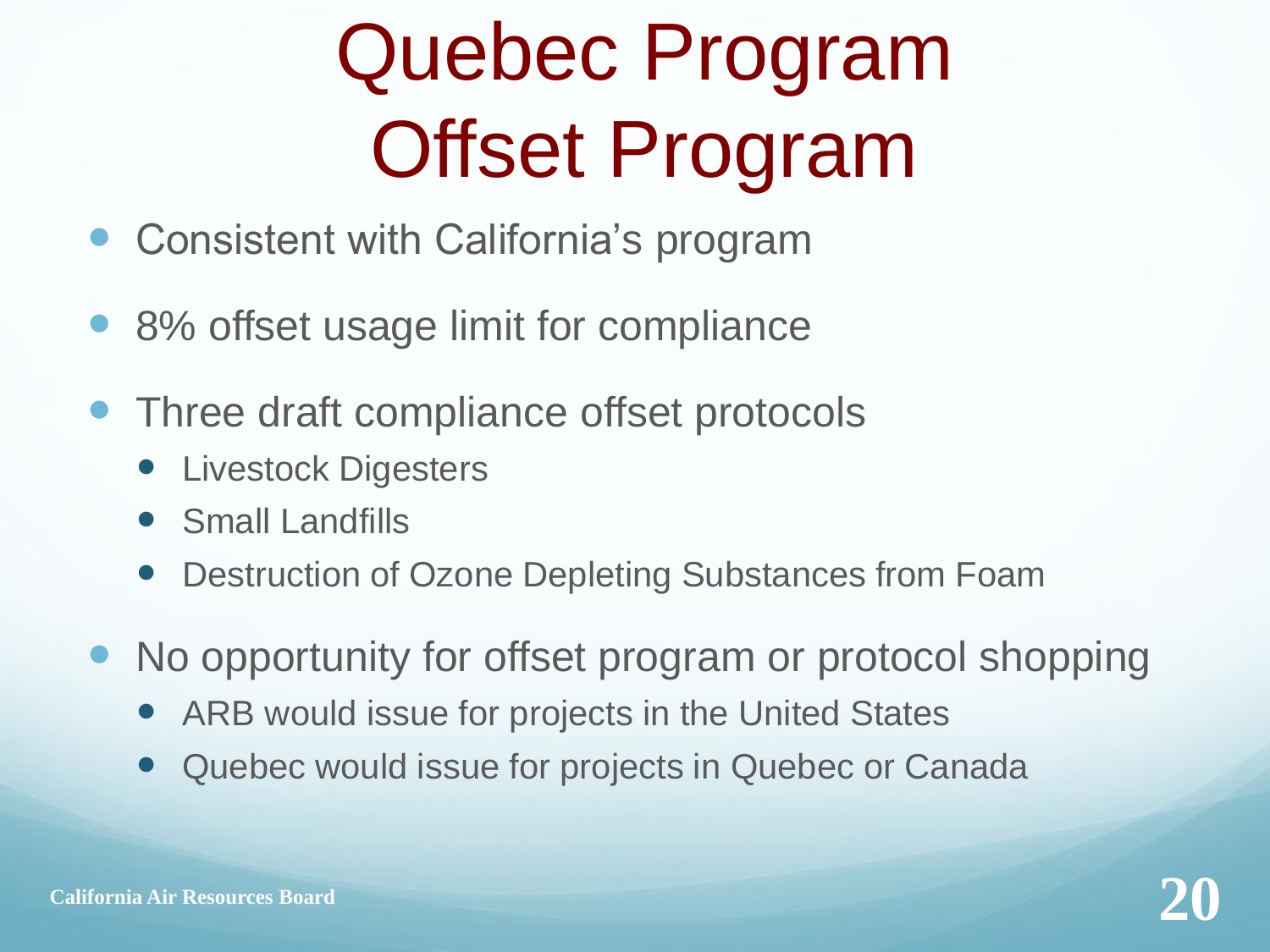# Quebec Program Offset Program

- Consistent with California's program
- 8% offset usage limit for compliance
- Three draft compliance offset protocols
  - Livestock Digesters
  - Small Landfills
  - Destruction of Ozone Depleting Substances from Foam
- No opportunity for offset program or protocol shopping
  - ARB would issue for projects in the United States
  - Quebec would issue for projects in Quebec or Canada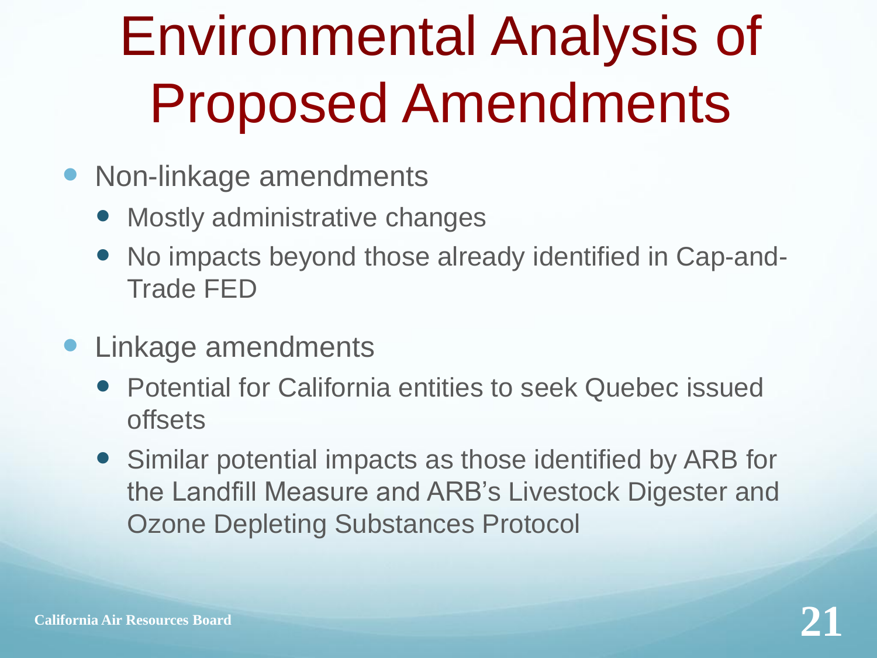# Environmental Analysis of Proposed Amendments

- Non-linkage amendments
  - Mostly administrative changes
  - No impacts beyond those already identified in Cap-and-Trade FED
- Linkage amendments
  - Potential for California entities to seek Quebec issued offsets
  - Similar potential impacts as those identified by ARB for the Landfill Measure and ARB's Livestock Digester and Ozone Depleting Substances Protocol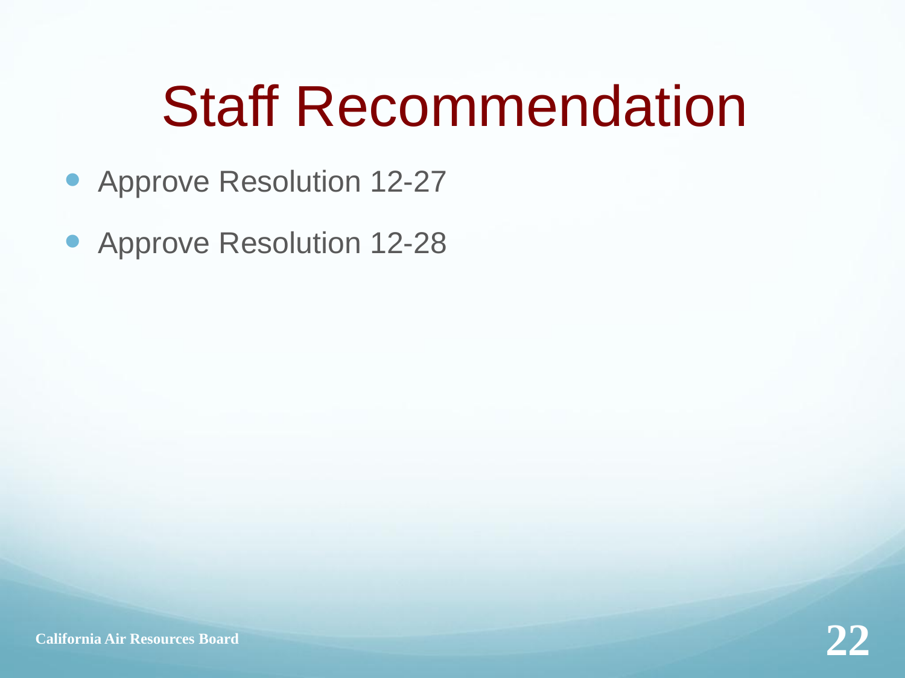# Staff Recommendation

- Approve Resolution 12-27
- Approve Resolution 12-28